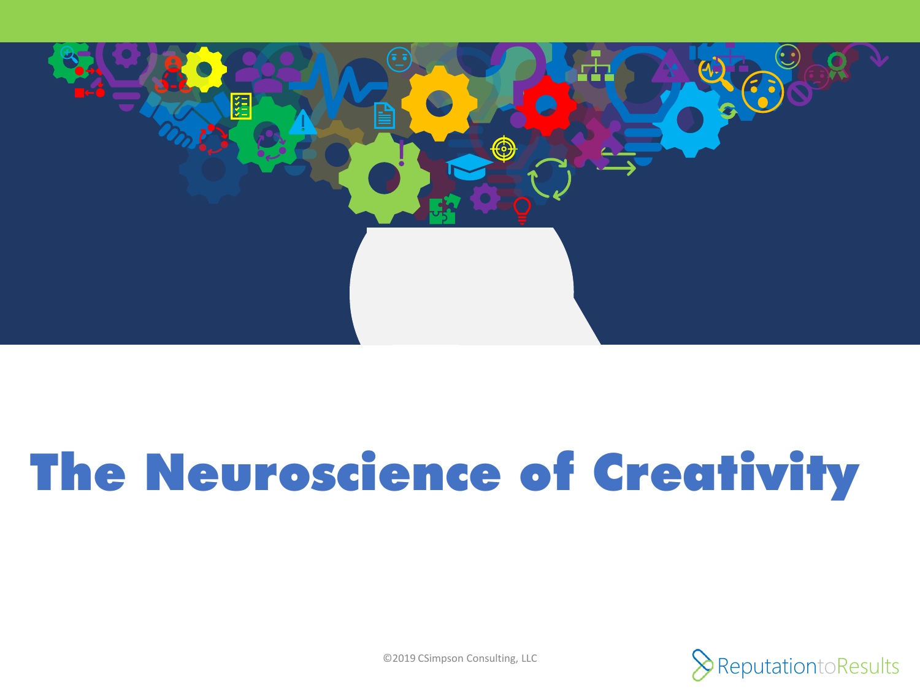# The Neuroscience of Creativity

©2019 CSimpson Consulting, LLC

ReputationtoResults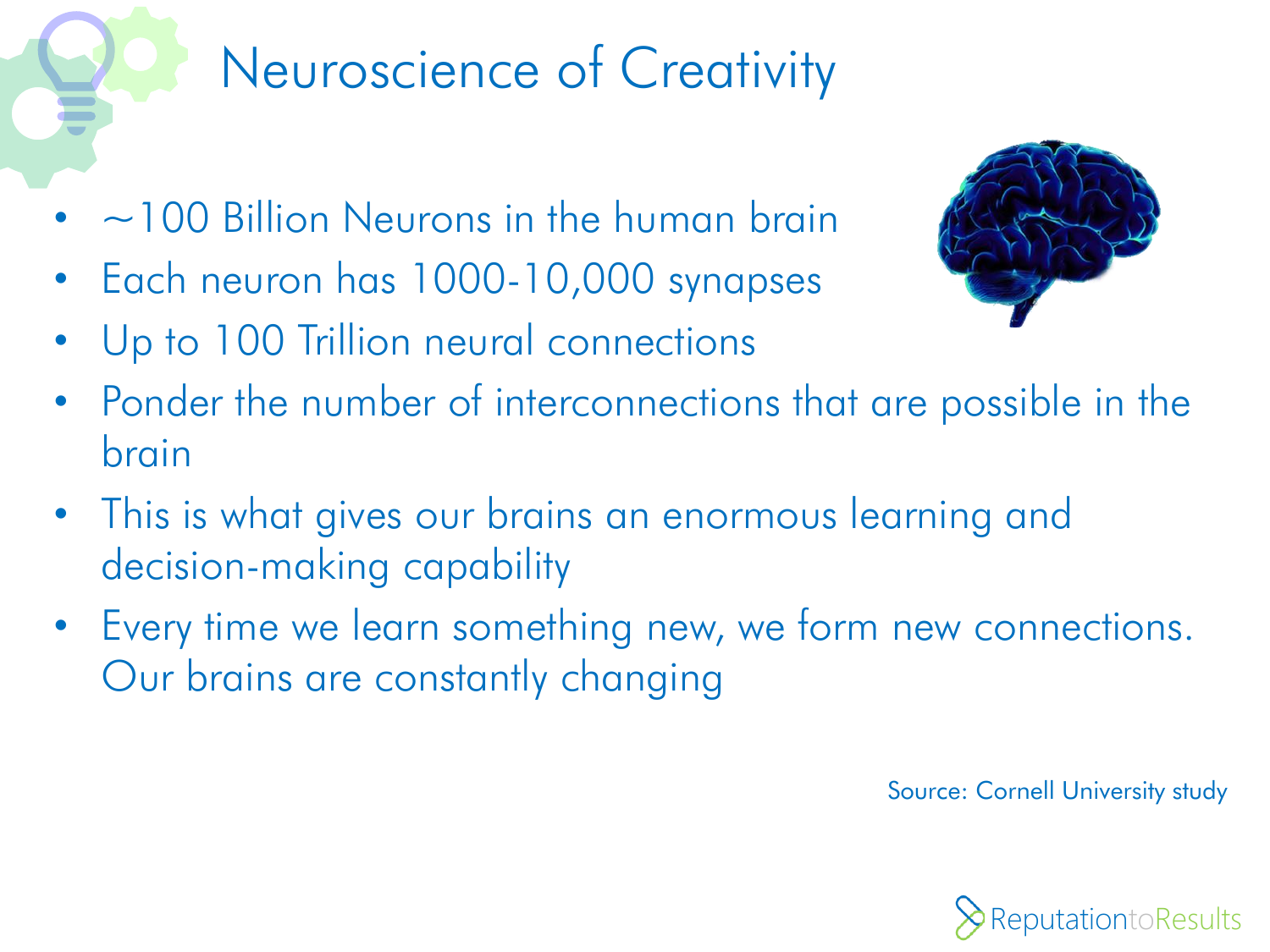# Neuroscience of Creativity

- ~100 Billion Neurons in the human brain
- Each neuron has 1000-10,000 synapses
- Up to 100 Trillion neural connections
- Ponder the number of interconnections that are possible in the brain
- This is what gives our brains an enormous learning and decision-making capability
- Every time we learn something new, we form new connections. Our brains are constantly changing

Source: Cornell University study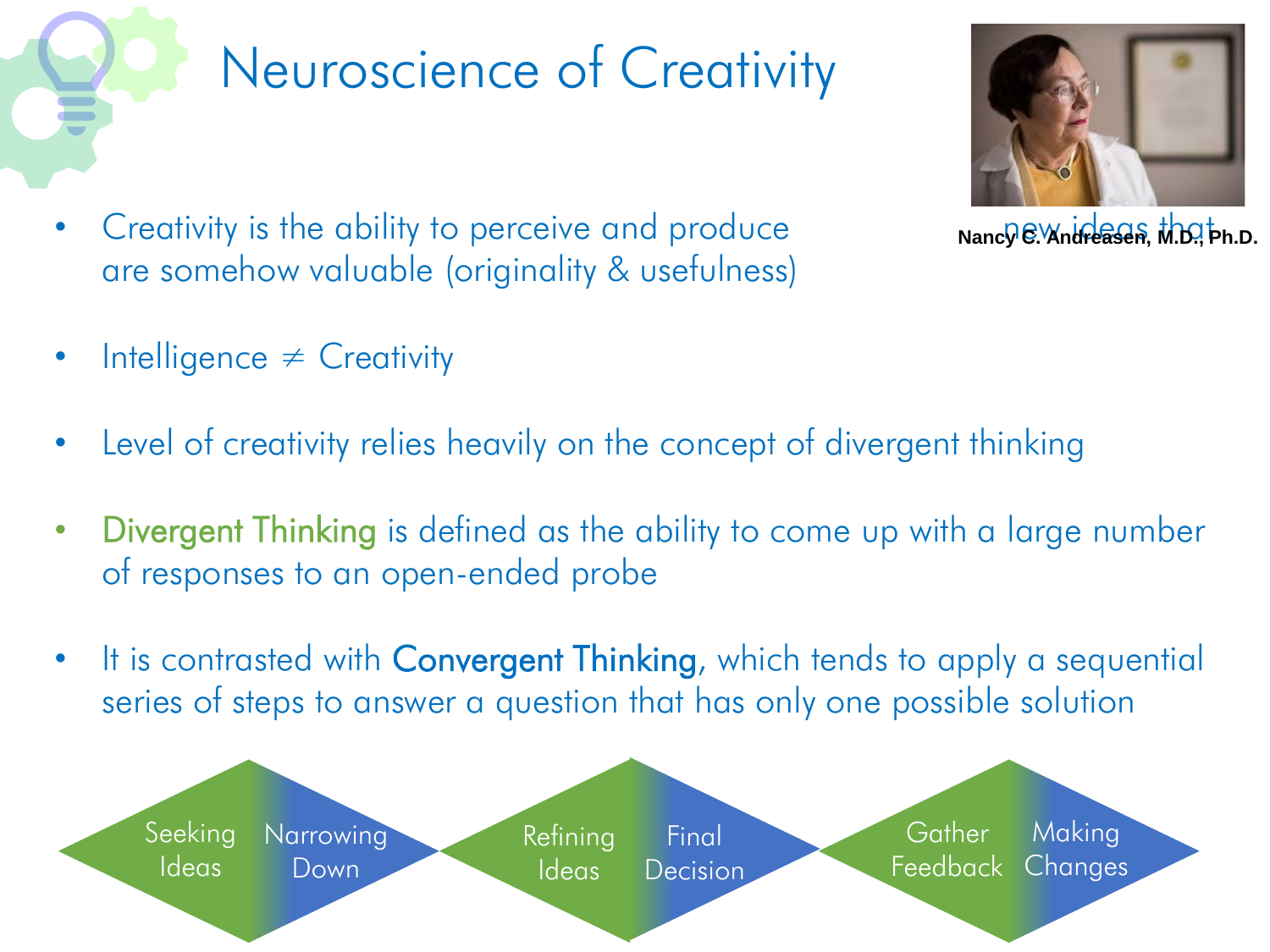# Neuroscience of Creativity

Nancy C. Andreasen, M.D., Ph.D.

- Creativity is the ability to perceive and produce new ideas that are somehow valuable (originality & usefulness)
- Intelligence ≠ Creativity
- Level of creativity relies heavily on the concept of divergent thinking
- Divergent Thinking is defined as the ability to come up with a large number of responses to an open-ended probe
- It is contrasted with **Convergent Thinking**, which tends to apply a sequential series of steps to answer a question that has only one possible solution

Seeking Ideas → Narrowing Down | Refining Ideas → Final Decision | Gather Feedback → Making Changes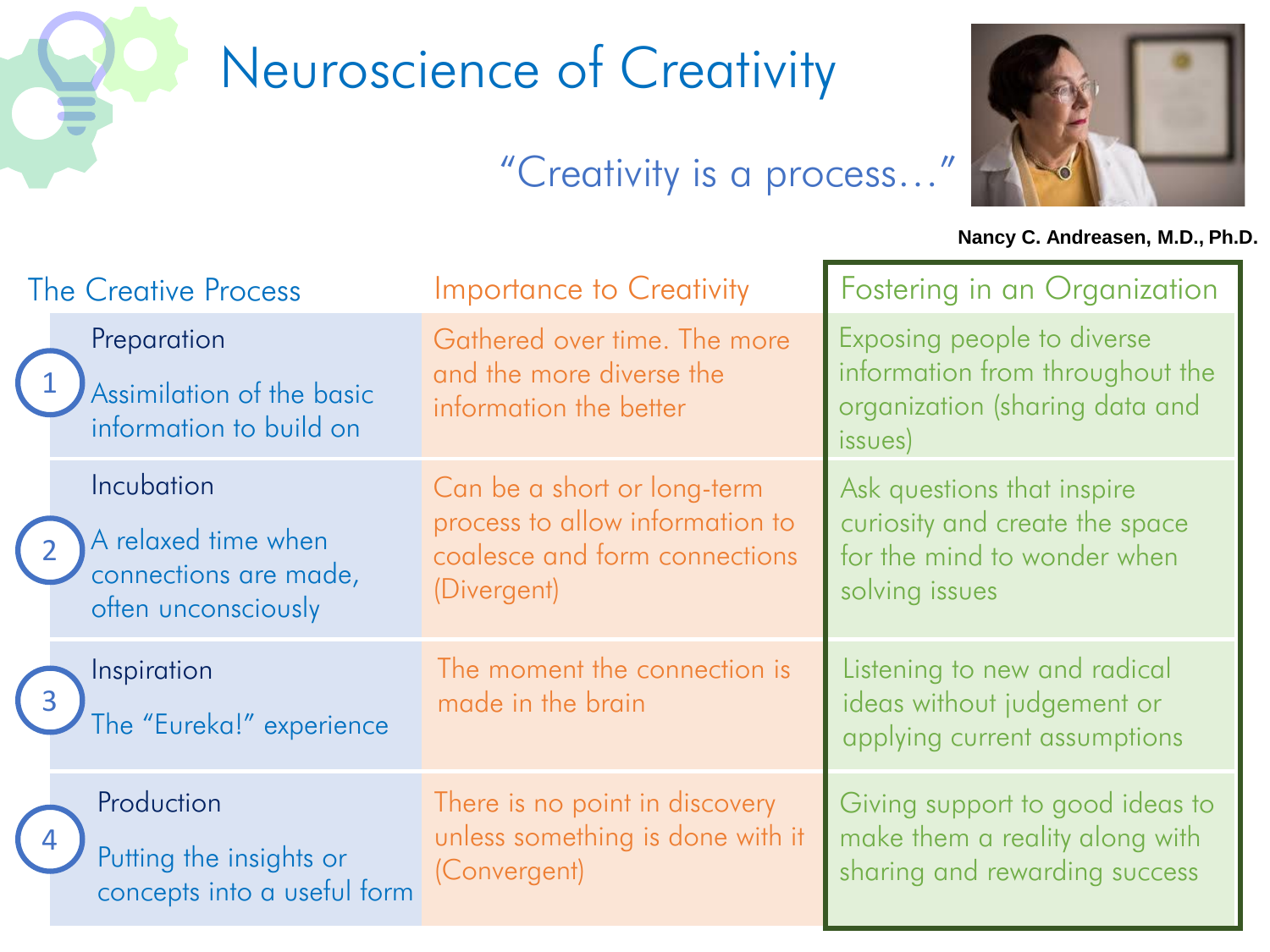# Neuroscience of Creativity

"Creativity is a process…"

**Nancy C. Andreasen, M.D., Ph.D.**

| | The Creative Process | Importance to Creativity | Fostering in an Organization |
|---|---|---|---|
| 1 | Preparation<br><br>Assimilation of the basic information to build on | Gathered over time. The more and the more diverse the information the better | Exposing people to diverse information from throughout the organization (sharing data and issues) |
| 2 | Incubation<br><br>A relaxed time when connections are made, often unconsciously | Can be a short or long-term process to allow information to coalesce and form connections (Divergent) | Ask questions that inspire curiosity and create the space for the mind to wonder when solving issues |
| 3 | Inspiration<br><br>The "Eureka!" experience | The moment the connection is made in the brain | Listening to new and radical ideas without judgement or applying current assumptions |
| 4 | Production<br><br>Putting the insights or concepts into a useful form | There is no point in discovery unless something is done with it (Convergent) | Giving support to good ideas to make them a reality along with sharing and rewarding success |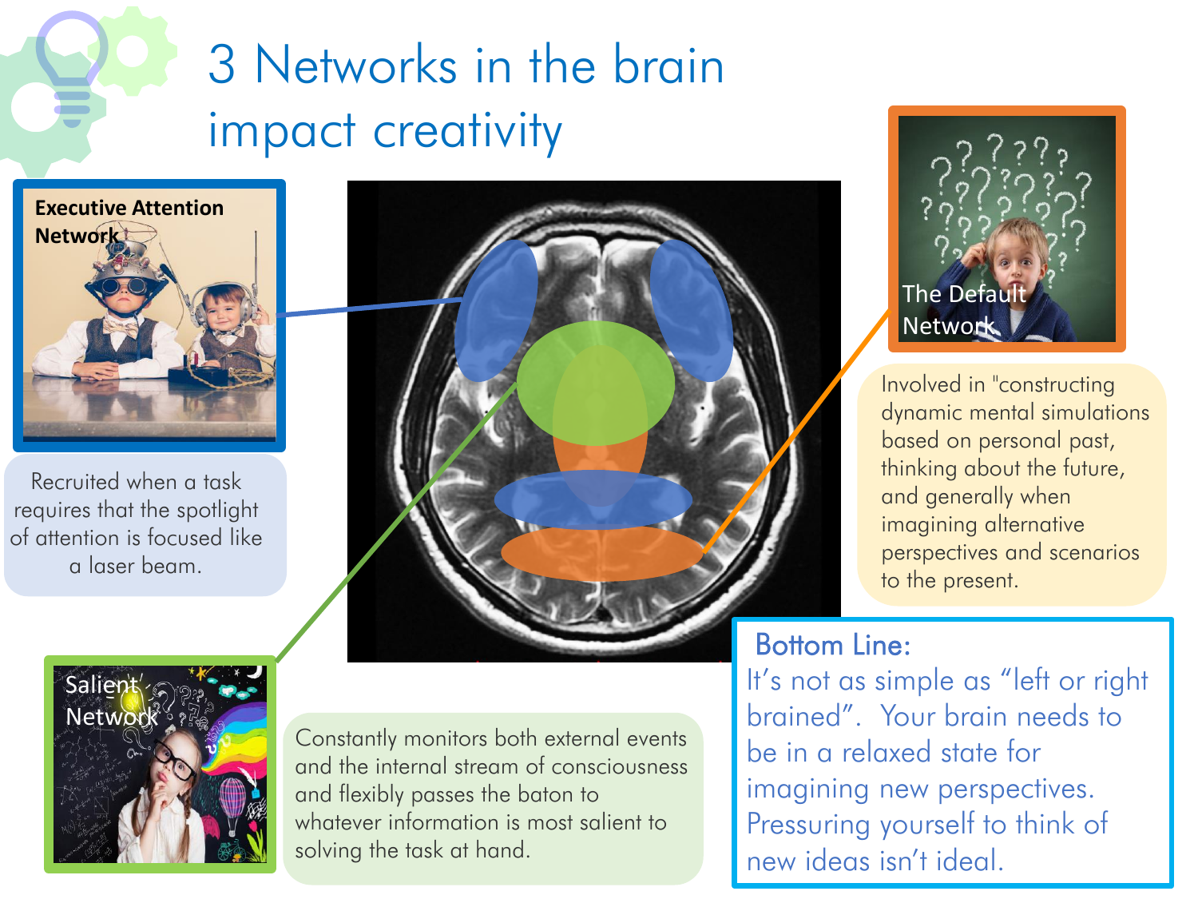# 3 Networks in the brain impact creativity

**Executive Attention Network**

Recruited when a task requires that the spotlight of attention is focused like a laser beam.

The Default Network

Involved in "constructing dynamic mental simulations based on personal past, thinking about the future, and generally when imagining alternative perspectives and scenarios to the present.

Salient Network

Constantly monitors both external events and the internal stream of consciousness and flexibly passes the baton to whatever information is most salient to solving the task at hand.

**Bottom Line:**

It's not as simple as "left or right brained". Your brain needs to be in a relaxed state for imagining new perspectives. Pressuring yourself to think of new ideas isn't ideal.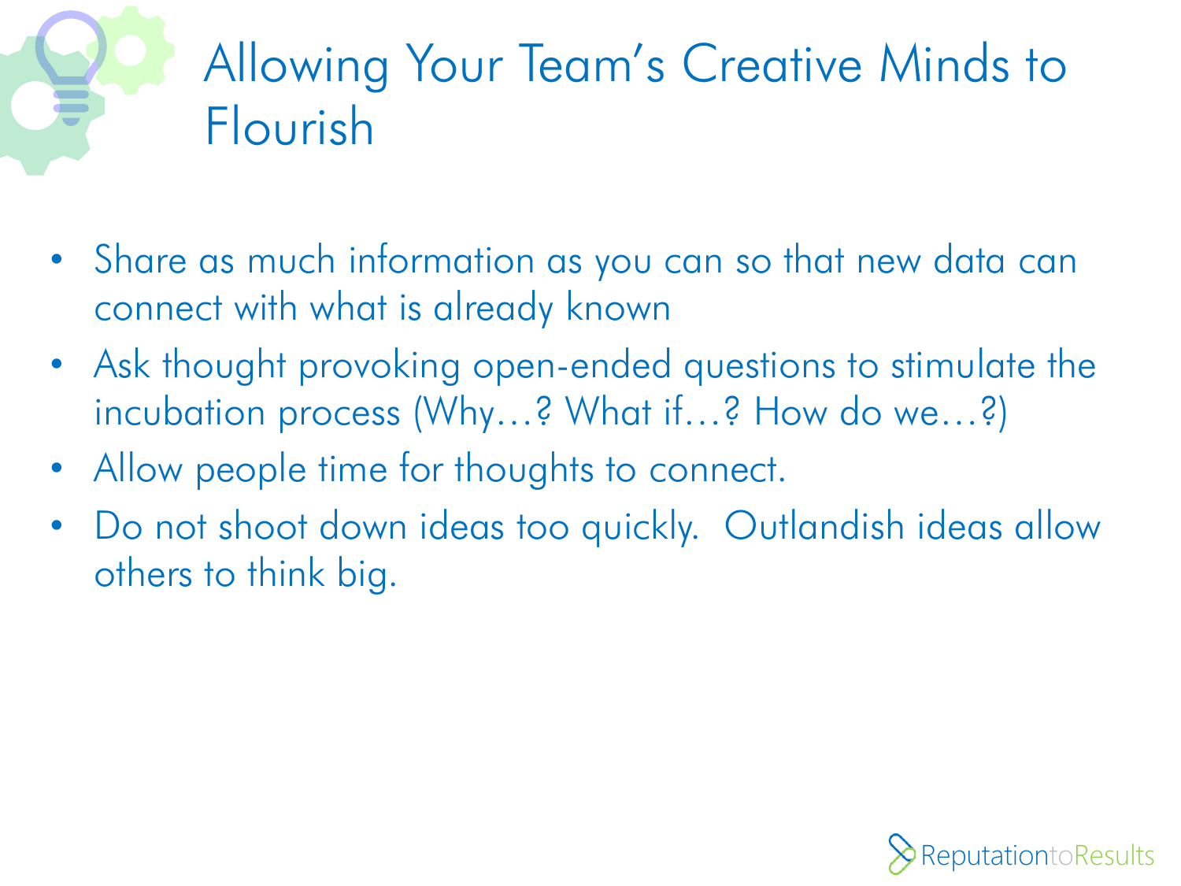# Allowing Your Team's Creative Minds to Flourish

- Share as much information as you can so that new data can connect with what is already known
- Ask thought provoking open-ended questions to stimulate the incubation process (Why…? What if…? How do we…?)
- Allow people time for thoughts to connect.
- Do not shoot down ideas too quickly.  Outlandish ideas allow others to think big.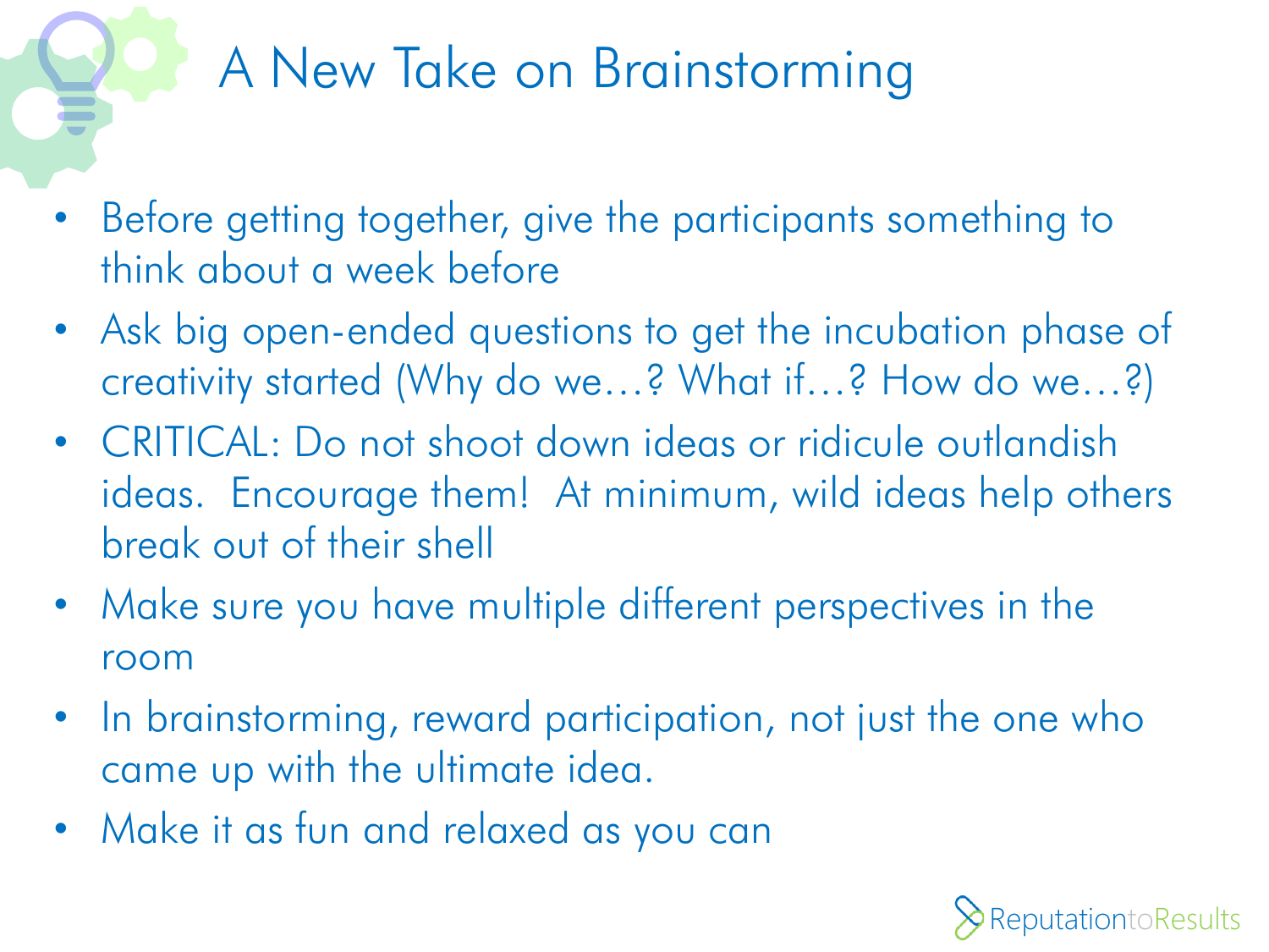# A New Take on Brainstorming

- Before getting together, give the participants something to think about a week before
- Ask big open-ended questions to get the incubation phase of creativity started (Why do we…? What if…? How do we…?)
- CRITICAL: Do not shoot down ideas or ridicule outlandish ideas. Encourage them! At minimum, wild ideas help others break out of their shell
- Make sure you have multiple different perspectives in the room
- In brainstorming, reward participation, not just the one who came up with the ultimate idea.
- Make it as fun and relaxed as you can